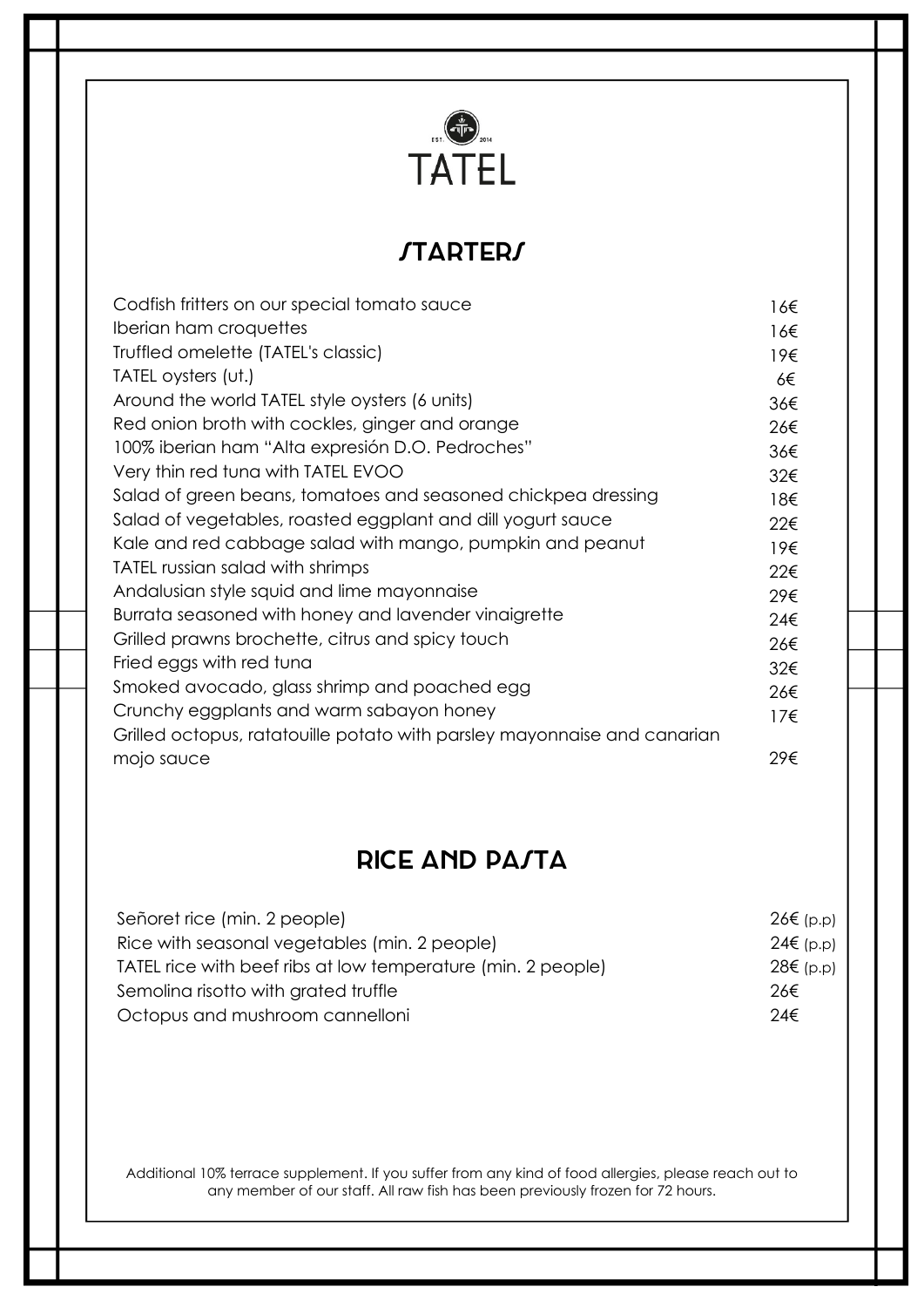# TATEL

## STARTERS

| Dish | Price |
| --- | --- |
| Codfish fritters on our special tomato sauce | 16€ |
| Iberian ham croquettes | 16€ |
| Truffled omelette (TATEL's classic) | 19€ |
| TATEL oysters (ut.) | 6€ |
| Around the world TATEL style oysters (6 units) | 36€ |
| Red onion broth with cockles, ginger and orange | 26€ |
| 100% iberian ham "Alta expresión D.O. Pedroches" | 36€ |
| Very thin red tuna with TATEL EVOO | 32€ |
| Salad of green beans, tomatoes and seasoned chickpea dressing | 18€ |
| Salad of vegetables, roasted eggplant and dill yogurt sauce | 22€ |
| Kale and red cabbage salad with mango, pumpkin and peanut | 19€ |
| TATEL russian salad with shrimps | 22€ |
| Andalusian style squid and lime mayonnaise | 29€ |
| Burrata seasoned with honey and lavender vinaigrette | 24€ |
| Grilled prawns brochette, citrus and spicy touch | 26€ |
| Fried eggs with red tuna | 32€ |
| Smoked avocado, glass shrimp and poached egg | 26€ |
| Crunchy eggplants and warm sabayon honey | 17€ |
| Grilled octopus, ratatouille potato with parsley mayonnaise and canarian mojo sauce | 29€ |

## RICE AND PASTA

| Dish | Price |
| --- | --- |
| Señoret rice (min. 2 people) | 26€ (p.p) |
| Rice with seasonal vegetables (min. 2 people) | 24€ (p.p) |
| TATEL rice with beef ribs at low temperature (min. 2 people) | 28€ (p.p) |
| Semolina risotto with grated truffle | 26€ |
| Octopus and mushroom cannelloni | 24€ |

Additional 10% terrace supplement. If you suffer from any kind of food allergies, please reach out to any member of our staff. All raw fish has been previously frozen for 72 hours.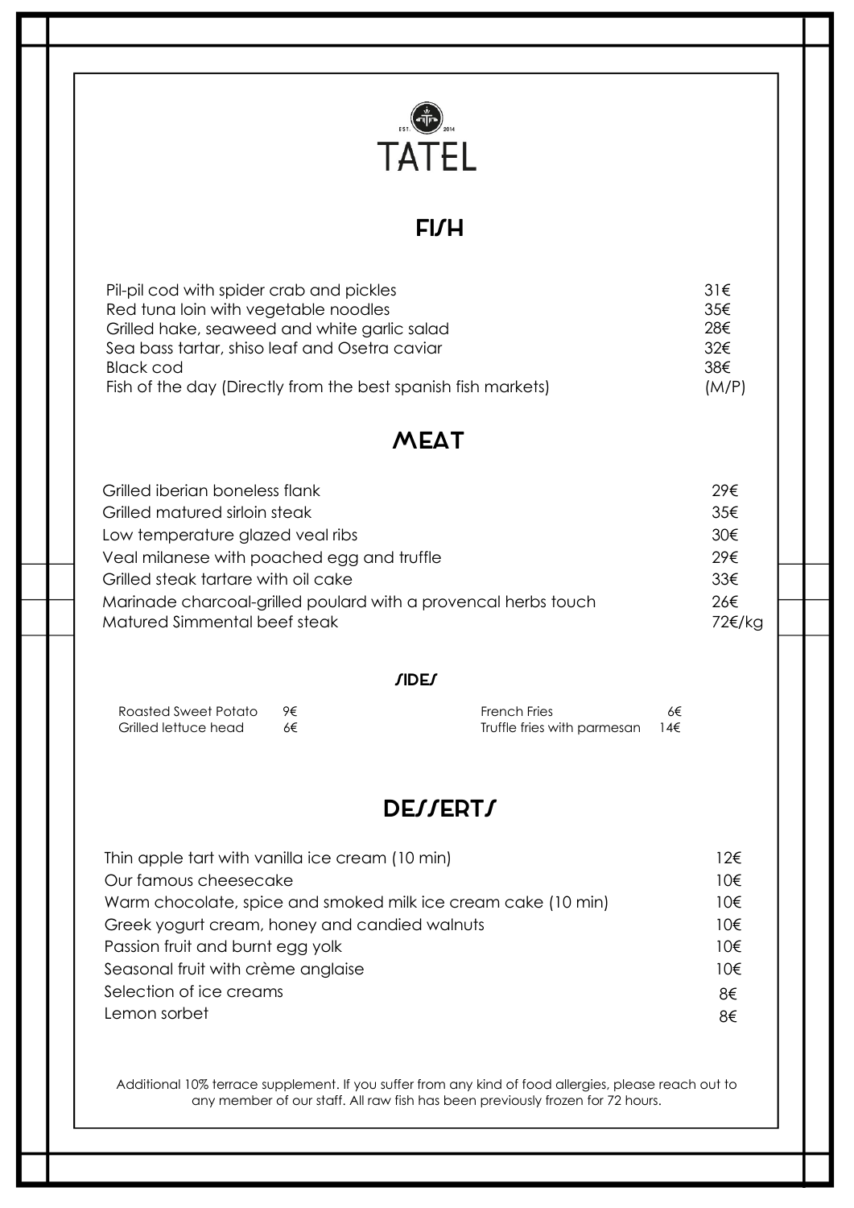# TATEL

EST. 2014

## FISH

| | |
|---|---|
| Pil-pil cod with spider crab and pickles | 31€ |
| Red tuna loin with vegetable noodles | 35€ |
| Grilled hake, seaweed and white garlic salad | 28€ |
| Sea bass tartar, shiso leaf and Osetra caviar | 32€ |
| Black cod | 38€ |
| Fish of the day (Directly from the best spanish fish markets) | (M/P) |

## MEAT

| | |
|---|---|
| Grilled iberian boneless flank | 29€ |
| Grilled matured sirloin steak | 35€ |
| Low temperature glazed veal ribs | 30€ |
| Veal milanese with poached egg and truffle | 29€ |
| Grilled steak tartare with oil cake | 33€ |
| Marinade charcoal-grilled poulard with a provencal herbs touch | 26€ |
| Matured Simmental beef steak | 72€/kg |

### SIDES

| | |
|---|---|
| Roasted Sweet Potato | 9€ |
| Grilled lettuce head | 6€ |
| French Fries | 6€ |
| Truffle fries with parmesan | 14€ |

## DESSERTS

| | |
|---|---|
| Thin apple tart with vanilla ice cream (10 min) | 12€ |
| Our famous cheesecake | 10€ |
| Warm chocolate, spice and smoked milk ice cream cake (10 min) | 10€ |
| Greek yogurt cream, honey and candied walnuts | 10€ |
| Passion fruit and burnt egg yolk | 10€ |
| Seasonal fruit with crème anglaise | 10€ |
| Selection of ice creams | 8€ |
| Lemon sorbet | 8€ |

Additional 10% terrace supplement. If you suffer from any kind of food allergies, please reach out to any member of our staff. All raw fish has been previously frozen for 72 hours.